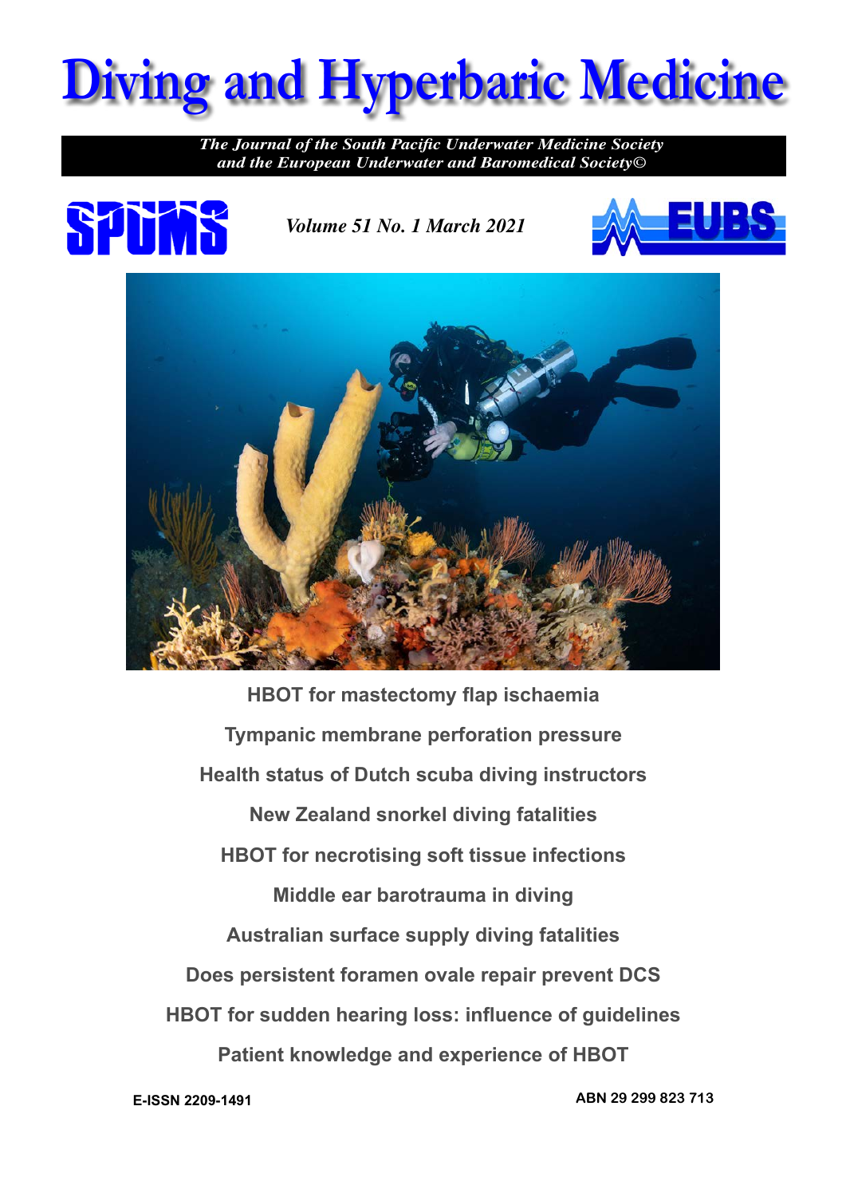# Diving and Hyperbaric Medicine

*The Journal of the South Pacific Underwater Medicine Society and the European Underwater and Baromedical Society©*

SPUMS

*Volume 51 No. 1 March 2021*

EUBS

**HBOT for mastectomy flap ischaemia**

**Tympanic membrane perforation pressure**

**Health status of Dutch scuba diving instructors**

**New Zealand snorkel diving fatalities**

**HBOT for necrotising soft tissue infections**

**Middle ear barotrauma in diving**

**Australian surface supply diving fatalities**

**Does persistent foramen ovale repair prevent DCS**

**HBOT for sudden hearing loss: influence of guidelines**

**Patient knowledge and experience of HBOT**

**E-ISSN 2209-1491**

**ABN 29 299 823 713**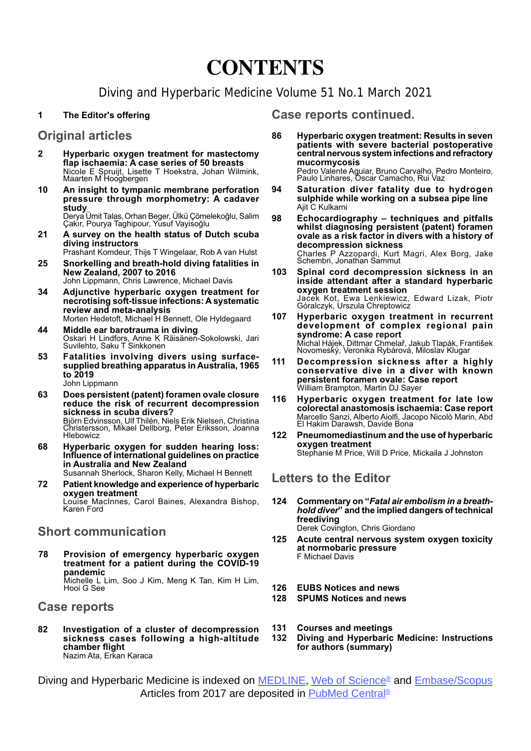# CONTENTS

Diving and Hyperbaric Medicine Volume 51 No.1 March 2021

**1 The Editor's offering**

## Original articles

**2 Hyperbaric oxygen treatment for mastectomy flap ischaemia: A case series of 50 breasts**
Nicole E Spruijt, Lisette T Hoekstra, Johan Wilmink, Maarten M Hoogbergen

**10 An insight to tympanic membrane perforation pressure through morphometry: A cadaver study**
Derya Ümit Talas, Orhan Beger, Ülkü Çömelekoğlu, Salim Çakır, Pourya Taghipour, Yusuf Vayisoğlu

**21 A survey on the health status of Dutch scuba diving instructors**
Prashant Komdeur, Thijs T Wingelaar, Rob A van Hulst

**25 Snorkelling and breath-hold diving fatalities in New Zealand, 2007 to 2016**
John Lippmann, Chris Lawrence, Michael Davis

**34 Adjunctive hyperbaric oxygen treatment for necrotising soft-tissue infections: A systematic review and meta-analysis**
Morten Hedetoft, Michael H Bennett, Ole Hyldegaard

**44 Middle ear barotrauma in diving**
Oskari H Lindfors, Anne K Räisänen-Sokolowski, Jari Suvilehto, Saku T Sinkkonen

**53 Fatalities involving divers using surface-supplied breathing apparatus in Australia, 1965 to 2019**
John Lippmann

**63 Does persistent (patent) foramen ovale closure reduce the risk of recurrent decompression sickness in scuba divers?**
Björn Edvinsson, Ulf Thilén, Niels Erik Nielsen, Christina Christersson, Mikael Dellborg, Peter Eriksson, Joanna Hlebowicz

**68 Hyperbaric oxygen for sudden hearing loss: Influence of international guidelines on practice in Australia and New Zealand**
Susannah Sherlock, Sharon Kelly, Michael H Bennett

**72 Patient knowledge and experience of hyperbaric oxygen treatment**
Louise MacInnes, Carol Baines, Alexandra Bishop, Karen Ford

## Short communication

**78 Provision of emergency hyperbaric oxygen treatment for a patient during the COVID-19 pandemic**
Michelle L Lim, Soo J Kim, Meng K Tan, Kim H Lim, Hooi G See

## Case reports

**82 Investigation of a cluster of decompression sickness cases following a high-altitude chamber flight**
Nazim Ata, Erkan Karaca

## Case reports continued.

**86 Hyperbaric oxygen treatment: Results in seven patients with severe bacterial postoperative central nervous system infections and refractory mucormycosis**
Pedro Valente Aguiar, Bruno Carvalho, Pedro Monteiro, Paulo Linhares, Óscar Camacho, Rui Vaz

**94 Saturation diver fatality due to hydrogen sulphide while working on a subsea pipe line**
Ajit C Kulkarni

**98 Echocardiography – techniques and pitfalls whilst diagnosing persistent (patent) foramen ovale as a risk factor in divers with a history of decompression sickness**
Charles P Azzopardi, Kurt Magri, Alex Borg, Jake Schembri, Jonathan Sammut

**103 Spinal cord decompression sickness in an inside attendant after a standard hyperbaric oxygen treatment session**
Jacek Kot, Ewa Lenkiewicz, Edward Lizak, Piotr Góralczyk, Urszula Chreptowicz

**107 Hyperbaric oxygen treatment in recurrent development of complex regional pain syndrome: A case report**
Michal Hájek, Dittmar Chmelař, Jakub Tlapák, František Novomeský, Veronika Rybárová, Miloslav Klugar

**111 Decompression sickness after a highly conservative dive in a diver with known persistent foramen ovale: Case report**
William Brampton, Martin DJ Sayer

**116 Hyperbaric oxygen treatment for late low colorectal anastomosis ischaemia: Case report**
Marcello Sanzi, Alberto Aiolfi, Jacopo Nicolò Marin, Abd El Hakim Darawsh, Davide Bona

**122 Pneumomediastinum and the use of hyperbaric oxygen treatment**
Stephanie M Price, Will D Price, Mickaila J Johnston

## Letters to the Editor

**124 Commentary on "*Fatal air embolism in a breath-hold diver*" and the implied dangers of technical freediving**
Derek Covington, Chris Giordano

**125 Acute central nervous system oxygen toxicity at normobaric pressure**
F Michael Davis

**126 EUBS Notices and news**

**128 SPUMS Notices and news**

**131 Courses and meetings**

**132 Diving and Hyperbaric Medicine: Instructions for authors (summary)**

Diving and Hyperbaric Medicine is indexed on MEDLINE, Web of Science® and Embase/Scopus
Articles from 2017 are deposited in PubMed Central®